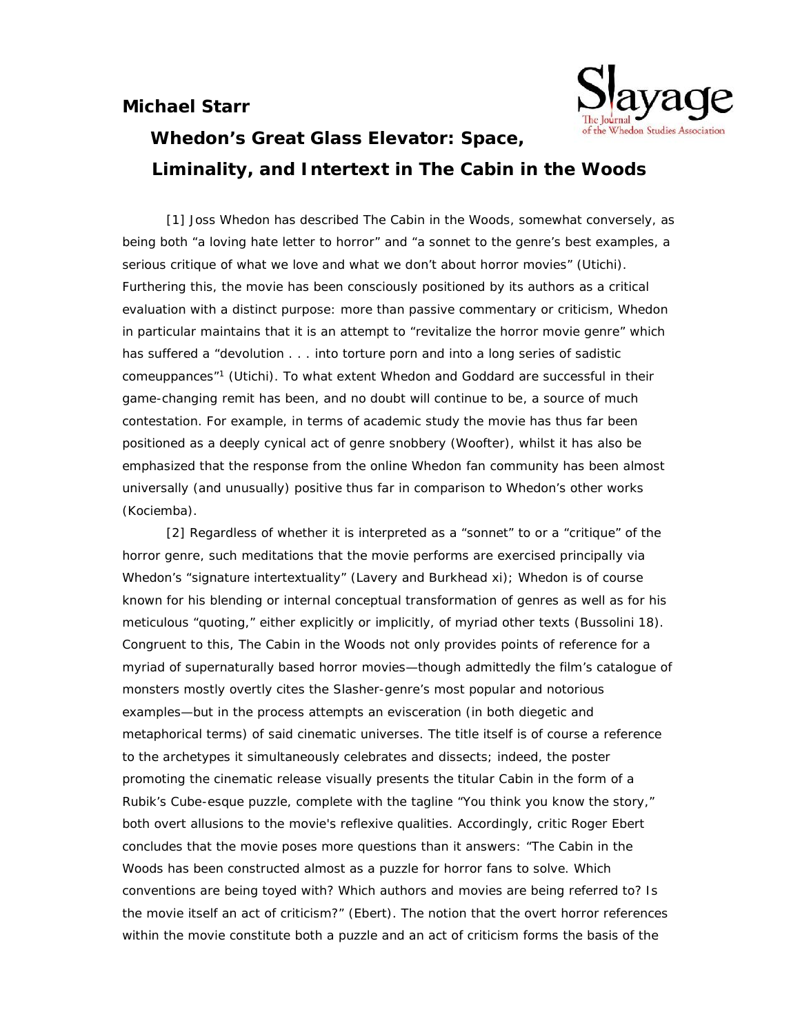**Michael Starr**

# Whedon's Great Glass Elevator: Space, Liminality, and Intertext in The Cabin in the Woods

[1] Joss Whedon has described The Cabin in the Woods, somewhat conversely, as being both "a loving hate letter to horror" and "a sonnet to the genre's best examples, a serious critique of what we love and what we don't about horror movies" (Utichi). Furthering this, the movie has been consciously positioned by its authors as a critical evaluation with a distinct purpose: more than passive commentary or criticism, Whedon in particular maintains that it is an attempt to "revitalize the horror movie genre" which has suffered a "devolution . . . into torture porn and into a long series of sadistic comeuppances"[1] (Utichi). To what extent Whedon and Goddard are successful in their game-changing remit has been, and no doubt will continue to be, a source of much contestation. For example, in terms of academic study the movie has thus far been positioned as a deeply cynical act of genre snobbery (Woofter), whilst it has also be emphasized that the response from the online Whedon fan community has been almost universally (and unusually) positive thus far in comparison to Whedon's other works (Kociemba).

[2] Regardless of whether it is interpreted as a "sonnet" to or a "critique" of the horror genre, such meditations that the movie performs are exercised principally via Whedon's "signature intertextuality" (Lavery and Burkhead xi); Whedon is of course known for his blending or internal conceptual transformation of genres as well as for his meticulous "quoting," either explicitly or implicitly, of myriad other texts (Bussolini 18). Congruent to this, The Cabin in the Woods not only provides points of reference for a myriad of supernaturally based horror movies—though admittedly the film's catalogue of monsters mostly overtly cites the Slasher-genre's most popular and notorious examples—but in the process attempts an evisceration (in both diegetic and metaphorical terms) of said cinematic universes. The title itself is of course a reference to the archetypes it simultaneously celebrates and dissects; indeed, the poster promoting the cinematic release visually presents the titular Cabin in the form of a Rubik's Cube-esque puzzle, complete with the tagline "You think you know the story," both overt allusions to the movie's reflexive qualities. Accordingly, critic Roger Ebert concludes that the movie poses more questions than it answers: "The Cabin in the Woods has been constructed almost as a puzzle for horror fans to solve. Which conventions are being toyed with? Which authors and movies are being referred to? Is the movie itself an act of criticism?" (Ebert). The notion that the overt horror references within the movie constitute both a puzzle and an act of criticism forms the basis of the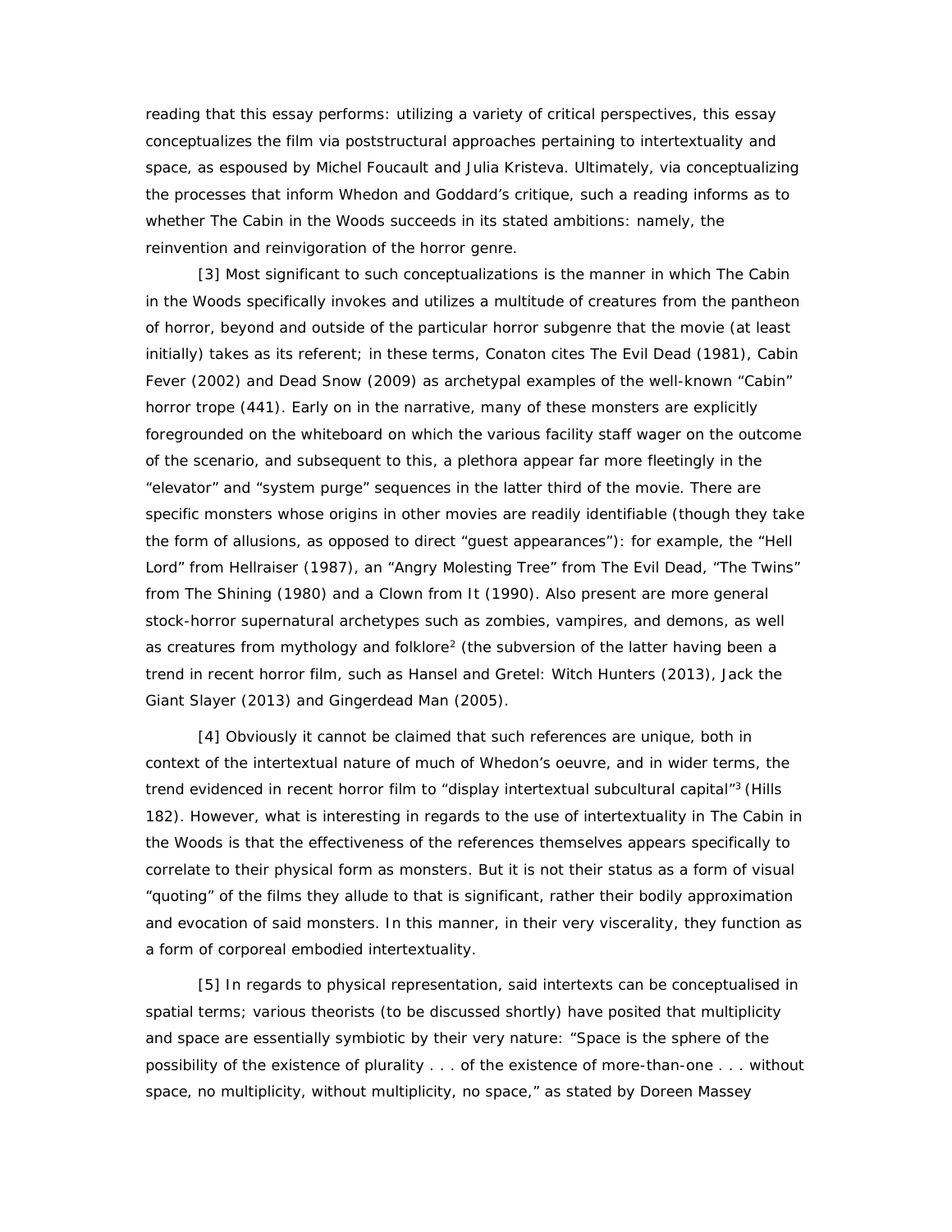reading that this essay performs: utilizing a variety of critical perspectives, this essay conceptualizes the film via poststructural approaches pertaining to intertextuality and space, as espoused by Michel Foucault and Julia Kristeva. Ultimately, via conceptualizing the processes that inform Whedon and Goddard's critique, such a reading informs as to whether The Cabin in the Woods succeeds in its stated ambitions: namely, the reinvention and reinvigoration of the horror genre.

[3] Most significant to such conceptualizations is the manner in which The Cabin in the Woods specifically invokes and utilizes a multitude of creatures from the pantheon of horror, beyond and outside of the particular horror subgenre that the movie (at least initially) takes as its referent; in these terms, Conaton cites The Evil Dead (1981), Cabin Fever (2002) and Dead Snow (2009) as archetypal examples of the well-known "Cabin" horror trope (441). Early on in the narrative, many of these monsters are explicitly foregrounded on the whiteboard on which the various facility staff wager on the outcome of the scenario, and subsequent to this, a plethora appear far more fleetingly in the "elevator" and "system purge" sequences in the latter third of the movie. There are specific monsters whose origins in other movies are readily identifiable (though they take the form of allusions, as opposed to direct "guest appearances"): for example, the "Hell Lord" from Hellraiser (1987), an "Angry Molesting Tree" from The Evil Dead, "The Twins" from The Shining (1980) and a Clown from It (1990). Also present are more general stock-horror supernatural archetypes such as zombies, vampires, and demons, as well as creatures from mythology and folklore[2] (the subversion of the latter having been a trend in recent horror film, such as Hansel and Gretel: Witch Hunters (2013), Jack the Giant Slayer (2013) and Gingerdead Man (2005).

[4] Obviously it cannot be claimed that such references are unique, both in context of the intertextual nature of much of Whedon's oeuvre, and in wider terms, the trend evidenced in recent horror film to "display intertextual subcultural capital"[3] (Hills 182). However, what is interesting in regards to the use of intertextuality in The Cabin in the Woods is that the effectiveness of the references themselves appears specifically to correlate to their physical form as monsters. But it is not their status as a form of visual "quoting" of the films they allude to that is significant, rather their bodily approximation and evocation of said monsters. In this manner, in their very viscerality, they function as a form of corporeal embodied intertextuality.

[5] In regards to physical representation, said intertexts can be conceptualised in spatial terms; various theorists (to be discussed shortly) have posited that multiplicity and space are essentially symbiotic by their very nature: "Space is the sphere of the possibility of the existence of plurality . . . of the existence of more-than-one . . . without space, no multiplicity, without multiplicity, no space," as stated by Doreen Massey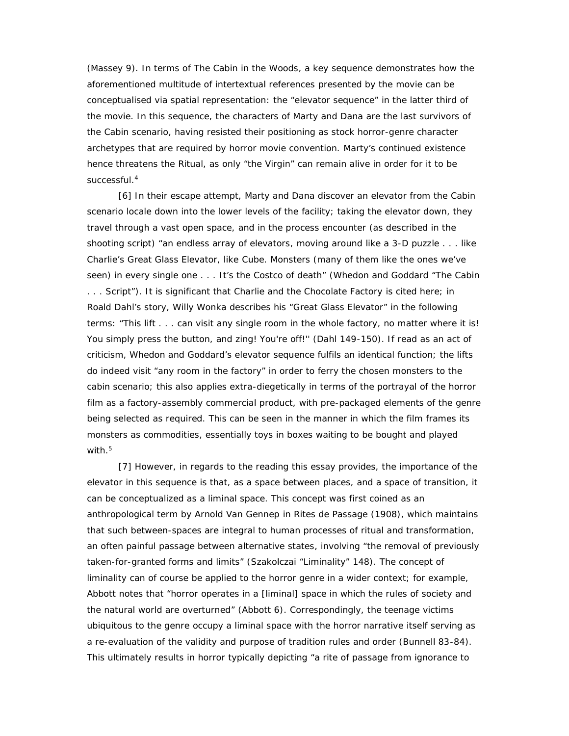(Massey 9). In terms of The Cabin in the Woods, a key sequence demonstrates how the aforementioned multitude of intertextual references presented by the movie can be conceptualised via spatial representation: the "elevator sequence" in the latter third of the movie. In this sequence, the characters of Marty and Dana are the last survivors of the Cabin scenario, having resisted their positioning as stock horror-genre character archetypes that are required by horror movie convention. Marty's continued existence hence threatens the Ritual, as only "the Virgin" can remain alive in order for it to be successful.[4]

[6] In their escape attempt, Marty and Dana discover an elevator from the Cabin scenario locale down into the lower levels of the facility; taking the elevator down, they travel through a vast open space, and in the process encounter (as described in the shooting script) "an endless array of elevators, moving around like a 3-D puzzle . . . like Charlie's Great Glass Elevator, like Cube. Monsters (many of them like the ones we've seen) in every single one . . . It's the Costco of death" (Whedon and Goddard "The Cabin . . . Script"). It is significant that Charlie and the Chocolate Factory is cited here; in Roald Dahl's story, Willy Wonka describes his "Great Glass Elevator" in the following terms: "This lift . . . can visit any single room in the whole factory, no matter where it is! You simply press the button, and zing! You're off!'' (Dahl 149-150). If read as an act of criticism, Whedon and Goddard's elevator sequence fulfils an identical function; the lifts do indeed visit "any room in the factory" in order to ferry the chosen monsters to the cabin scenario; this also applies extra-diegetically in terms of the portrayal of the horror film as a factory-assembly commercial product, with pre-packaged elements of the genre being selected as required. This can be seen in the manner in which the film frames its monsters as commodities, essentially toys in boxes waiting to be bought and played with.[5]

[7] However, in regards to the reading this essay provides, the importance of the elevator in this sequence is that, as a space between places, and a space of transition, it can be conceptualized as a liminal space. This concept was first coined as an anthropological term by Arnold Van Gennep in Rites de Passage (1908), which maintains that such between-spaces are integral to human processes of ritual and transformation, an often painful passage between alternative states, involving "the removal of previously taken-for-granted forms and limits" (Szakolczai "Liminality" 148). The concept of liminality can of course be applied to the horror genre in a wider context; for example, Abbott notes that "horror operates in a [liminal] space in which the rules of society and the natural world are overturned" (Abbott 6). Correspondingly, the teenage victims ubiquitous to the genre occupy a liminal space with the horror narrative itself serving as a re-evaluation of the validity and purpose of tradition rules and order (Bunnell 83-84). This ultimately results in horror typically depicting "a rite of passage from ignorance to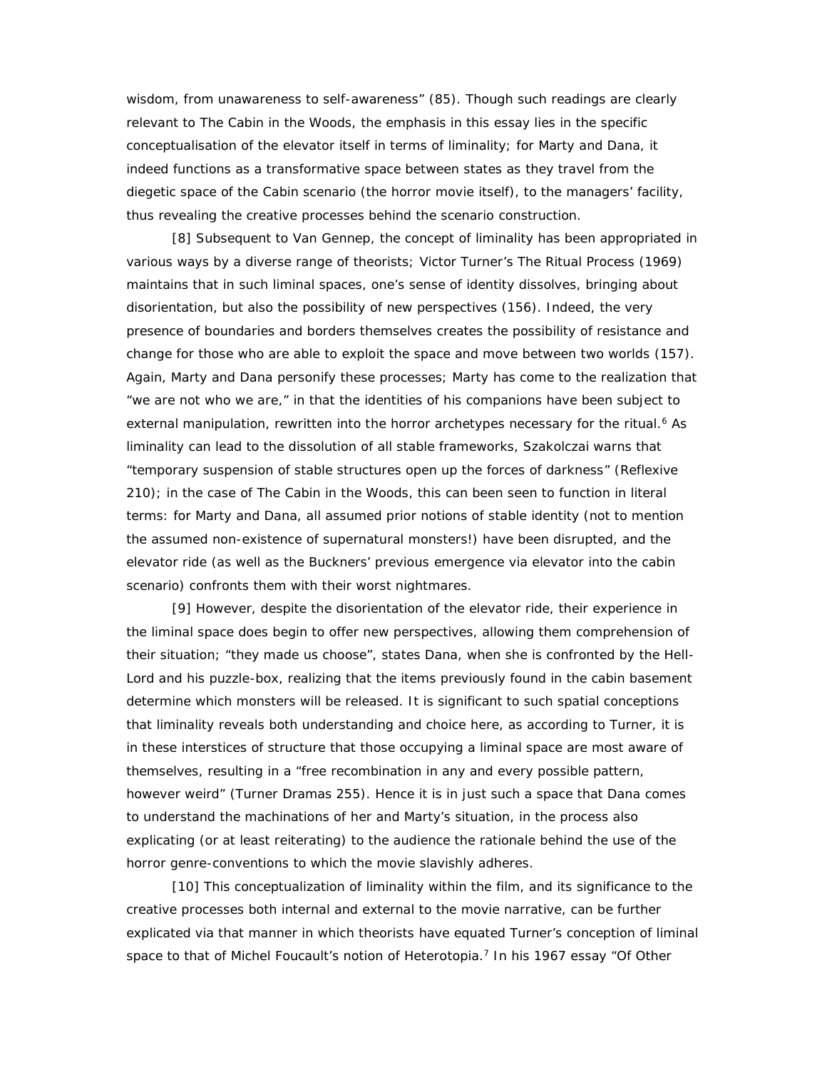wisdom, from unawareness to self-awareness" (85). Though such readings are clearly relevant to The Cabin in the Woods, the emphasis in this essay lies in the specific conceptualisation of the elevator itself in terms of liminality; for Marty and Dana, it indeed functions as a transformative space between states as they travel from the diegetic space of the Cabin scenario (the horror movie itself), to the managers' facility, thus revealing the creative processes behind the scenario construction.

[8] Subsequent to Van Gennep, the concept of liminality has been appropriated in various ways by a diverse range of theorists; Victor Turner's The Ritual Process (1969) maintains that in such liminal spaces, one's sense of identity dissolves, bringing about disorientation, but also the possibility of new perspectives (156). Indeed, the very presence of boundaries and borders themselves creates the possibility of resistance and change for those who are able to exploit the space and move between two worlds (157). Again, Marty and Dana personify these processes; Marty has come to the realization that "we are not who we are," in that the identities of his companions have been subject to external manipulation, rewritten into the horror archetypes necessary for the ritual.[6] As liminality can lead to the dissolution of all stable frameworks, Szakolczai warns that "temporary suspension of stable structures open up the forces of darkness" (Reflexive 210); in the case of The Cabin in the Woods, this can been seen to function in literal terms: for Marty and Dana, all assumed prior notions of stable identity (not to mention the assumed non-existence of supernatural monsters!) have been disrupted, and the elevator ride (as well as the Buckners' previous emergence via elevator into the cabin scenario) confronts them with their worst nightmares.

[9] However, despite the disorientation of the elevator ride, their experience in the liminal space does begin to offer new perspectives, allowing them comprehension of their situation; "they made us choose", states Dana, when she is confronted by the Hell-Lord and his puzzle-box, realizing that the items previously found in the cabin basement determine which monsters will be released. It is significant to such spatial conceptions that liminality reveals both understanding and choice here, as according to Turner, it is in these interstices of structure that those occupying a liminal space are most aware of themselves, resulting in a "free recombination in any and every possible pattern, however weird" (Turner Dramas 255). Hence it is in just such a space that Dana comes to understand the machinations of her and Marty's situation, in the process also explicating (or at least reiterating) to the audience the rationale behind the use of the horror genre-conventions to which the movie slavishly adheres.

[10] This conceptualization of liminality within the film, and its significance to the creative processes both internal and external to the movie narrative, can be further explicated via that manner in which theorists have equated Turner's conception of liminal space to that of Michel Foucault's notion of Heterotopia.[7] In his 1967 essay "Of Other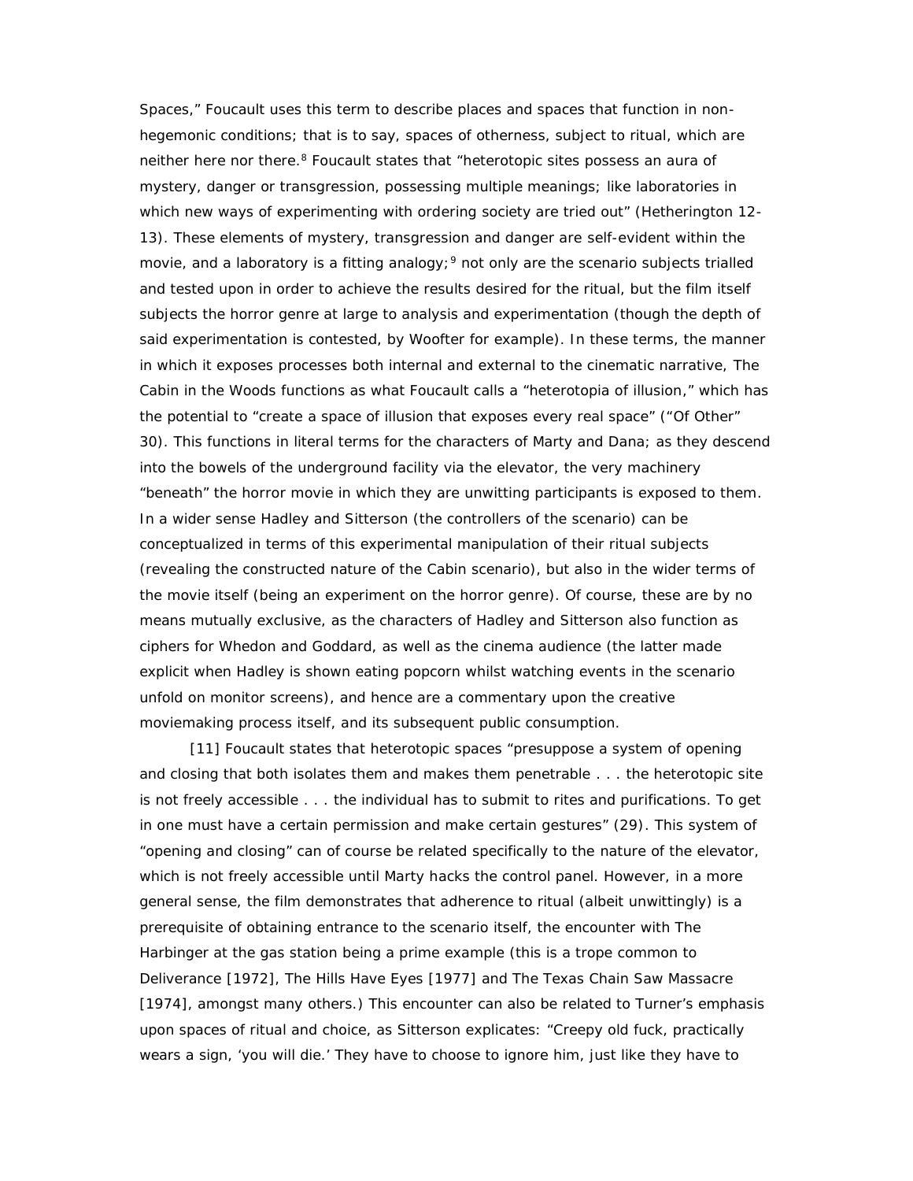Spaces," Foucault uses this term to describe places and spaces that function in non-hegemonic conditions; that is to say, spaces of otherness, subject to ritual, which are neither here nor there.[8] Foucault states that "heterotopic sites possess an aura of mystery, danger or transgression, possessing multiple meanings; like laboratories in which new ways of experimenting with ordering society are tried out" (Hetherington 12-13). These elements of mystery, transgression and danger are self-evident within the movie, and a laboratory is a fitting analogy;[9] not only are the scenario subjects trialled and tested upon in order to achieve the results desired for the ritual, but the film itself subjects the horror genre at large to analysis and experimentation (though the depth of said experimentation is contested, by Woofter for example). In these terms, the manner in which it exposes processes both internal and external to the cinematic narrative, The Cabin in the Woods functions as what Foucault calls a "heterotopia of illusion," which has the potential to "create a space of illusion that exposes every real space" ("Of Other" 30). This functions in literal terms for the characters of Marty and Dana; as they descend into the bowels of the underground facility via the elevator, the very machinery "beneath" the horror movie in which they are unwitting participants is exposed to them. In a wider sense Hadley and Sitterson (the controllers of the scenario) can be conceptualized in terms of this experimental manipulation of their ritual subjects (revealing the constructed nature of the Cabin scenario), but also in the wider terms of the movie itself (being an experiment on the horror genre). Of course, these are by no means mutually exclusive, as the characters of Hadley and Sitterson also function as ciphers for Whedon and Goddard, as well as the cinema audience (the latter made explicit when Hadley is shown eating popcorn whilst watching events in the scenario unfold on monitor screens), and hence are a commentary upon the creative moviemaking process itself, and its subsequent public consumption.

[11] Foucault states that heterotopic spaces "presuppose a system of opening and closing that both isolates them and makes them penetrable . . . the heterotopic site is not freely accessible . . . the individual has to submit to rites and purifications. To get in one must have a certain permission and make certain gestures" (29). This system of "opening and closing" can of course be related specifically to the nature of the elevator, which is not freely accessible until Marty hacks the control panel. However, in a more general sense, the film demonstrates that adherence to ritual (albeit unwittingly) is a prerequisite of obtaining entrance to the scenario itself, the encounter with The Harbinger at the gas station being a prime example (this is a trope common to Deliverance [1972], The Hills Have Eyes [1977] and The Texas Chain Saw Massacre [1974], amongst many others.) This encounter can also be related to Turner's emphasis upon spaces of ritual and choice, as Sitterson explicates: "Creepy old fuck, practically wears a sign, 'you will die.' They have to choose to ignore him, just like they have to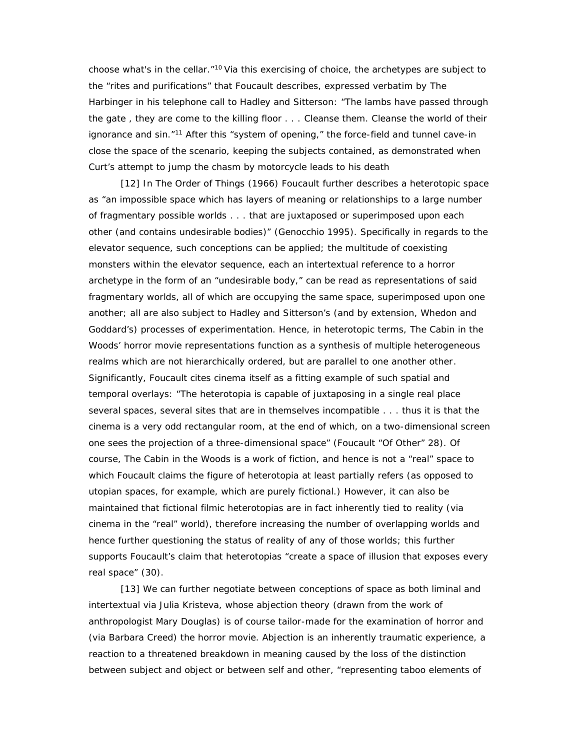choose what's in the cellar."[10] Via this exercising of choice, the archetypes are subject to the "rites and purifications" that Foucault describes, expressed verbatim by The Harbinger in his telephone call to Hadley and Sitterson: "The lambs have passed through the gate , they are come to the killing floor . . . Cleanse them. Cleanse the world of their ignorance and sin."[11] After this "system of opening," the force-field and tunnel cave-in close the space of the scenario, keeping the subjects contained, as demonstrated when Curt's attempt to jump the chasm by motorcycle leads to his death

[12] In The Order of Things (1966) Foucault further describes a heterotopic space as "an impossible space which has layers of meaning or relationships to a large number of fragmentary possible worlds . . . that are juxtaposed or superimposed upon each other (and contains undesirable bodies)" (Genocchio 1995). Specifically in regards to the elevator sequence, such conceptions can be applied; the multitude of coexisting monsters within the elevator sequence, each an intertextual reference to a horror archetype in the form of an "undesirable body," can be read as representations of said fragmentary worlds, all of which are occupying the same space, superimposed upon one another; all are also subject to Hadley and Sitterson's (and by extension, Whedon and Goddard's) processes of experimentation. Hence, in heterotopic terms, The Cabin in the Woods' horror movie representations function as a synthesis of multiple heterogeneous realms which are not hierarchically ordered, but are parallel to one another other. Significantly, Foucault cites cinema itself as a fitting example of such spatial and temporal overlays: "The heterotopia is capable of juxtaposing in a single real place several spaces, several sites that are in themselves incompatible . . . thus it is that the cinema is a very odd rectangular room, at the end of which, on a two-dimensional screen one sees the projection of a three-dimensional space" (Foucault "Of Other" 28). Of course, The Cabin in the Woods is a work of fiction, and hence is not a "real" space to which Foucault claims the figure of heterotopia at least partially refers (as opposed to utopian spaces, for example, which are purely fictional.) However, it can also be maintained that fictional filmic heterotopias are in fact inherently tied to reality (via cinema in the "real" world), therefore increasing the number of overlapping worlds and hence further questioning the status of reality of any of those worlds; this further supports Foucault's claim that heterotopias "create a space of illusion that exposes every real space" (30).

[13] We can further negotiate between conceptions of space as both liminal and intertextual via Julia Kristeva, whose abjection theory (drawn from the work of anthropologist Mary Douglas) is of course tailor-made for the examination of horror and (via Barbara Creed) the horror movie. Abjection is an inherently traumatic experience, a reaction to a threatened breakdown in meaning caused by the loss of the distinction between subject and object or between self and other, "representing taboo elements of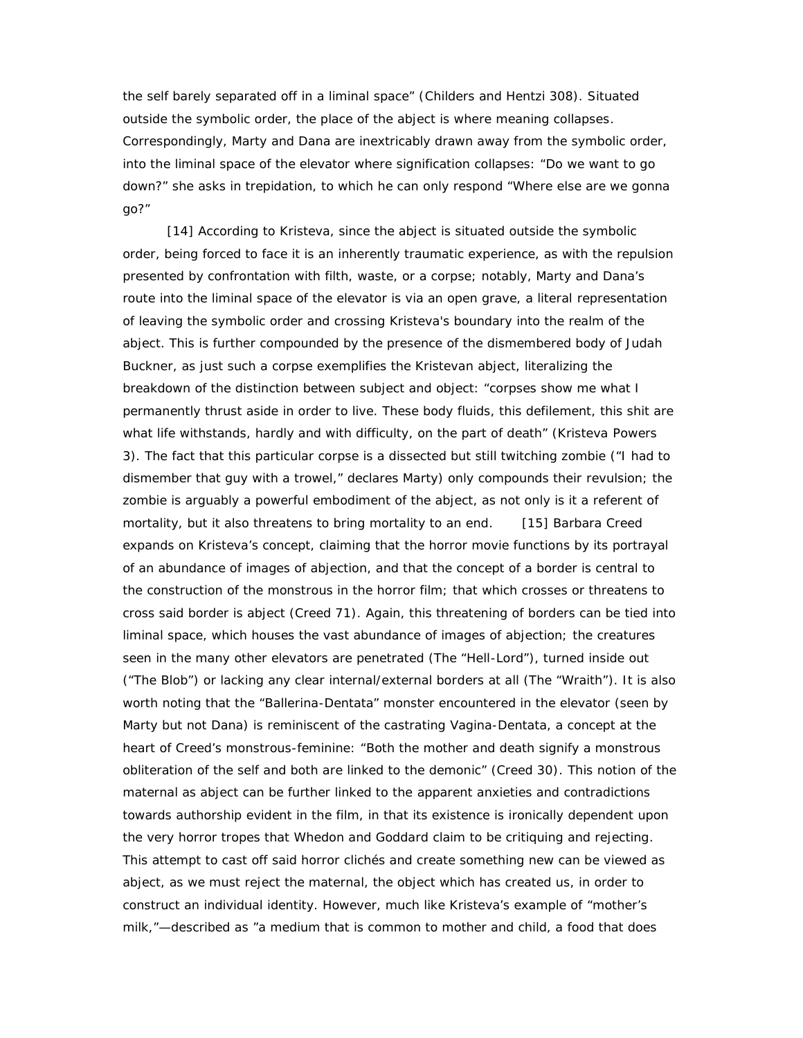the self barely separated off in a liminal space" (Childers and Hentzi 308). Situated outside the symbolic order, the place of the abject is where meaning collapses. Correspondingly, Marty and Dana are inextricably drawn away from the symbolic order, into the liminal space of the elevator where signification collapses: "Do we want to go down?" she asks in trepidation, to which he can only respond "Where else are we gonna go?"

[14] According to Kristeva, since the abject is situated outside the symbolic order, being forced to face it is an inherently traumatic experience, as with the repulsion presented by confrontation with filth, waste, or a corpse; notably, Marty and Dana's route into the liminal space of the elevator is via an open grave, a literal representation of leaving the symbolic order and crossing Kristeva's boundary into the realm of the abject. This is further compounded by the presence of the dismembered body of Judah Buckner, as just such a corpse exemplifies the Kristevan abject, literalizing the breakdown of the distinction between subject and object: "corpses show me what I permanently thrust aside in order to live. These body fluids, this defilement, this shit are what life withstands, hardly and with difficulty, on the part of death" (Kristeva Powers 3). The fact that this particular corpse is a dissected but still twitching zombie ("I had to dismember that guy with a trowel," declares Marty) only compounds their revulsion; the zombie is arguably a powerful embodiment of the abject, as not only is it a referent of mortality, but it also threatens to bring mortality to an end. [15] Barbara Creed expands on Kristeva's concept, claiming that the horror movie functions by its portrayal of an abundance of images of abjection, and that the concept of a border is central to the construction of the monstrous in the horror film; that which crosses or threatens to cross said border is abject (Creed 71). Again, this threatening of borders can be tied into liminal space, which houses the vast abundance of images of abjection; the creatures seen in the many other elevators are penetrated (The "Hell-Lord"), turned inside out ("The Blob") or lacking any clear internal/external borders at all (The "Wraith"). It is also worth noting that the "Ballerina-Dentata" monster encountered in the elevator (seen by Marty but not Dana) is reminiscent of the castrating Vagina-Dentata, a concept at the heart of Creed's monstrous-feminine: "Both the mother and death signify a monstrous obliteration of the self and both are linked to the demonic" (Creed 30). This notion of the maternal as abject can be further linked to the apparent anxieties and contradictions towards authorship evident in the film, in that its existence is ironically dependent upon the very horror tropes that Whedon and Goddard claim to be critiquing and rejecting. This attempt to cast off said horror clichés and create something new can be viewed as abject, as we must reject the maternal, the object which has created us, in order to construct an individual identity. However, much like Kristeva's example of "mother's milk,"—described as "a medium that is common to mother and child, a food that does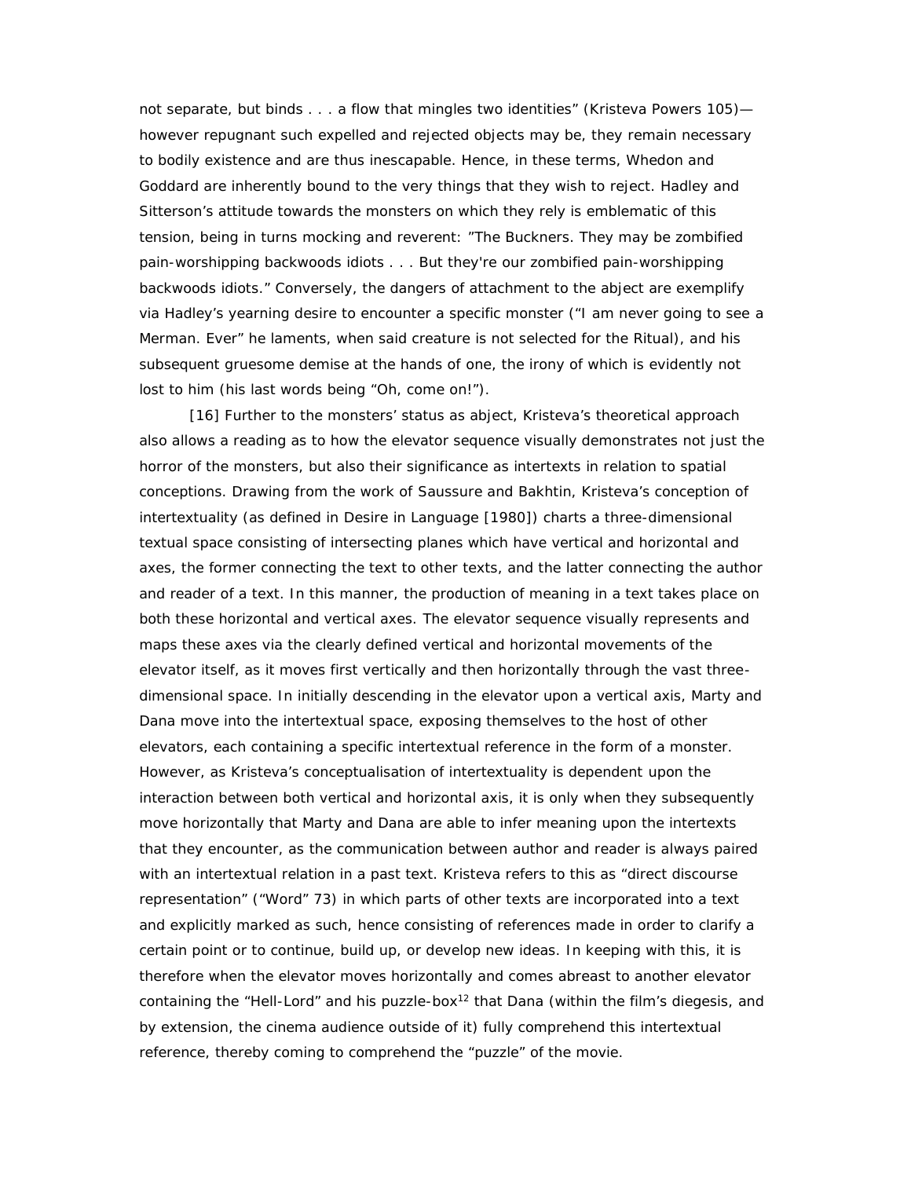not separate, but binds . . . a flow that mingles two identities" (Kristeva Powers 105)—however repugnant such expelled and rejected objects may be, they remain necessary to bodily existence and are thus inescapable. Hence, in these terms, Whedon and Goddard are inherently bound to the very things that they wish to reject. Hadley and Sitterson's attitude towards the monsters on which they rely is emblematic of this tension, being in turns mocking and reverent: "The Buckners. They may be zombified pain-worshipping backwoods idiots . . . But they're our zombified pain-worshipping backwoods idiots." Conversely, the dangers of attachment to the abject are exemplify via Hadley's yearning desire to encounter a specific monster ("I am never going to see a Merman. Ever" he laments, when said creature is not selected for the Ritual), and his subsequent gruesome demise at the hands of one, the irony of which is evidently not lost to him (his last words being "Oh, come on!").

[16] Further to the monsters' status as abject, Kristeva's theoretical approach also allows a reading as to how the elevator sequence visually demonstrates not just the horror of the monsters, but also their significance as intertexts in relation to spatial conceptions. Drawing from the work of Saussure and Bakhtin, Kristeva's conception of intertextuality (as defined in Desire in Language [1980]) charts a three-dimensional textual space consisting of intersecting planes which have vertical and horizontal and axes, the former connecting the text to other texts, and the latter connecting the author and reader of a text. In this manner, the production of meaning in a text takes place on both these horizontal and vertical axes. The elevator sequence visually represents and maps these axes via the clearly defined vertical and horizontal movements of the elevator itself, as it moves first vertically and then horizontally through the vast three-dimensional space. In initially descending in the elevator upon a vertical axis, Marty and Dana move into the intertextual space, exposing themselves to the host of other elevators, each containing a specific intertextual reference in the form of a monster. However, as Kristeva's conceptualisation of intertextuality is dependent upon the interaction between both vertical and horizontal axis, it is only when they subsequently move horizontally that Marty and Dana are able to infer meaning upon the intertexts that they encounter, as the communication between author and reader is always paired with an intertextual relation in a past text. Kristeva refers to this as "direct discourse representation" ("Word" 73) in which parts of other texts are incorporated into a text and explicitly marked as such, hence consisting of references made in order to clarify a certain point or to continue, build up, or develop new ideas. In keeping with this, it is therefore when the elevator moves horizontally and comes abreast to another elevator containing the "Hell-Lord" and his puzzle-box[12] that Dana (within the film's diegesis, and by extension, the cinema audience outside of it) fully comprehend this intertextual reference, thereby coming to comprehend the "puzzle" of the movie.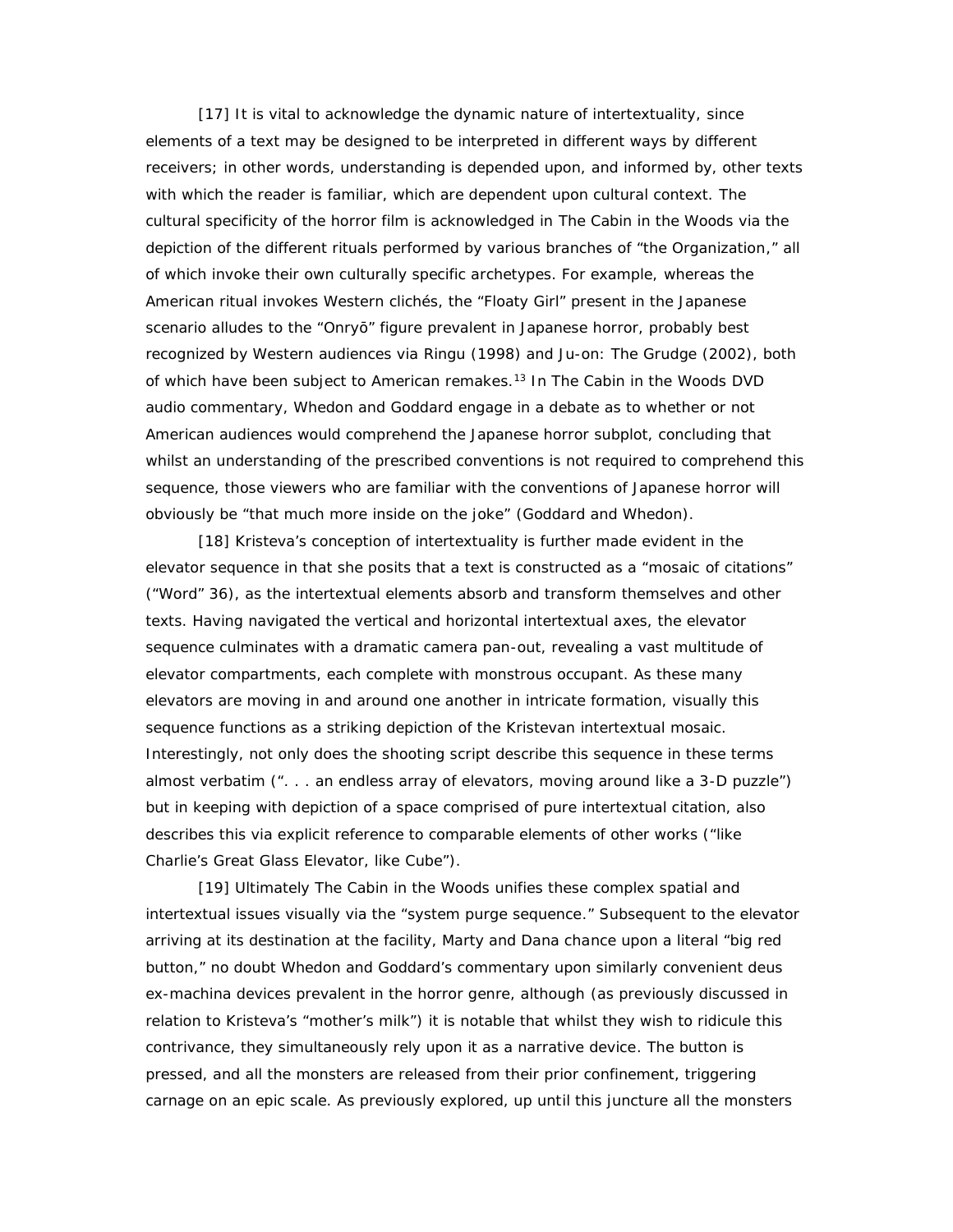[17] It is vital to acknowledge the dynamic nature of intertextuality, since elements of a text may be designed to be interpreted in different ways by different receivers; in other words, understanding is depended upon, and informed by, other texts with which the reader is familiar, which are dependent upon cultural context. The cultural specificity of the horror film is acknowledged in The Cabin in the Woods via the depiction of the different rituals performed by various branches of "the Organization," all of which invoke their own culturally specific archetypes. For example, whereas the American ritual invokes Western clichés, the "Floaty Girl" present in the Japanese scenario alludes to the "Onryō" figure prevalent in Japanese horror, probably best recognized by Western audiences via Ringu (1998) and Ju-on: The Grudge (2002), both of which have been subject to American remakes.[13] In The Cabin in the Woods DVD audio commentary, Whedon and Goddard engage in a debate as to whether or not American audiences would comprehend the Japanese horror subplot, concluding that whilst an understanding of the prescribed conventions is not required to comprehend this sequence, those viewers who are familiar with the conventions of Japanese horror will obviously be "that much more inside on the joke" (Goddard and Whedon).

[18] Kristeva's conception of intertextuality is further made evident in the elevator sequence in that she posits that a text is constructed as a "mosaic of citations" ("Word" 36), as the intertextual elements absorb and transform themselves and other texts. Having navigated the vertical and horizontal intertextual axes, the elevator sequence culminates with a dramatic camera pan-out, revealing a vast multitude of elevator compartments, each complete with monstrous occupant. As these many elevators are moving in and around one another in intricate formation, visually this sequence functions as a striking depiction of the Kristevan intertextual mosaic. Interestingly, not only does the shooting script describe this sequence in these terms almost verbatim (". . . an endless array of elevators, moving around like a 3-D puzzle") but in keeping with depiction of a space comprised of pure intertextual citation, also describes this via explicit reference to comparable elements of other works ("like Charlie's Great Glass Elevator, like Cube").

[19] Ultimately The Cabin in the Woods unifies these complex spatial and intertextual issues visually via the "system purge sequence." Subsequent to the elevator arriving at its destination at the facility, Marty and Dana chance upon a literal "big red button," no doubt Whedon and Goddard's commentary upon similarly convenient deus ex-machina devices prevalent in the horror genre, although (as previously discussed in relation to Kristeva's "mother's milk") it is notable that whilst they wish to ridicule this contrivance, they simultaneously rely upon it as a narrative device. The button is pressed, and all the monsters are released from their prior confinement, triggering carnage on an epic scale. As previously explored, up until this juncture all the monsters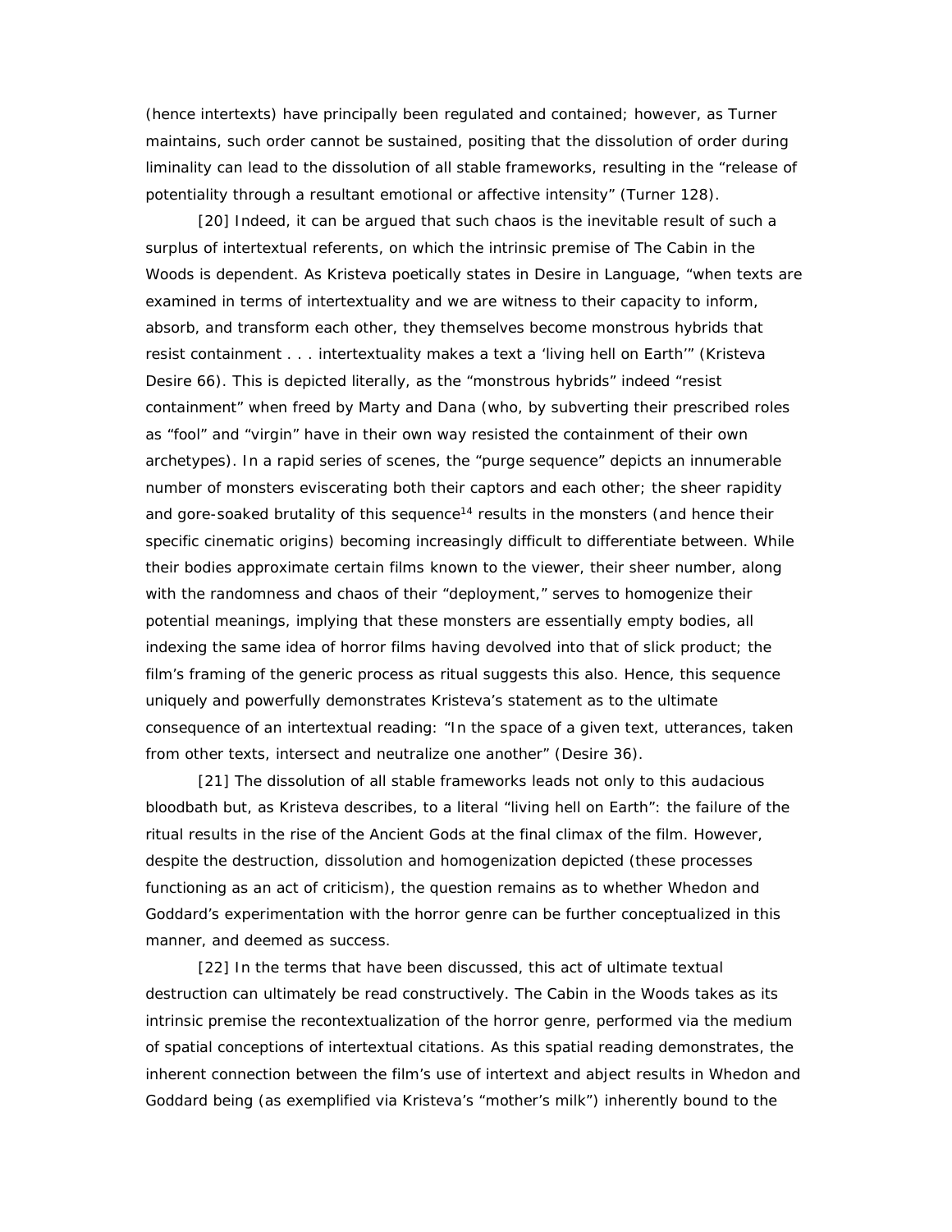(hence intertexts) have principally been regulated and contained; however, as Turner maintains, such order cannot be sustained, positing that the dissolution of order during liminality can lead to the dissolution of all stable frameworks, resulting in the "release of potentiality through a resultant emotional or affective intensity" (Turner 128).

[20] Indeed, it can be argued that such chaos is the inevitable result of such a surplus of intertextual referents, on which the intrinsic premise of The Cabin in the Woods is dependent. As Kristeva poetically states in Desire in Language, "when texts are examined in terms of intertextuality and we are witness to their capacity to inform, absorb, and transform each other, they themselves become monstrous hybrids that resist containment . . . intertextuality makes a text a 'living hell on Earth'" (Kristeva Desire 66). This is depicted literally, as the "monstrous hybrids" indeed "resist containment" when freed by Marty and Dana (who, by subverting their prescribed roles as "fool" and "virgin" have in their own way resisted the containment of their own archetypes). In a rapid series of scenes, the "purge sequence" depicts an innumerable number of monsters eviscerating both their captors and each other; the sheer rapidity and gore-soaked brutality of this sequence[14] results in the monsters (and hence their specific cinematic origins) becoming increasingly difficult to differentiate between. While their bodies approximate certain films known to the viewer, their sheer number, along with the randomness and chaos of their "deployment," serves to homogenize their potential meanings, implying that these monsters are essentially empty bodies, all indexing the same idea of horror films having devolved into that of slick product; the film's framing of the generic process as ritual suggests this also. Hence, this sequence uniquely and powerfully demonstrates Kristeva's statement as to the ultimate consequence of an intertextual reading: "In the space of a given text, utterances, taken from other texts, intersect and neutralize one another" (Desire 36).

[21] The dissolution of all stable frameworks leads not only to this audacious bloodbath but, as Kristeva describes, to a literal "living hell on Earth": the failure of the ritual results in the rise of the Ancient Gods at the final climax of the film. However, despite the destruction, dissolution and homogenization depicted (these processes functioning as an act of criticism), the question remains as to whether Whedon and Goddard's experimentation with the horror genre can be further conceptualized in this manner, and deemed as success.

[22] In the terms that have been discussed, this act of ultimate textual destruction can ultimately be read constructively. The Cabin in the Woods takes as its intrinsic premise the recontextualization of the horror genre, performed via the medium of spatial conceptions of intertextual citations. As this spatial reading demonstrates, the inherent connection between the film's use of intertext and abject results in Whedon and Goddard being (as exemplified via Kristeva's "mother's milk") inherently bound to the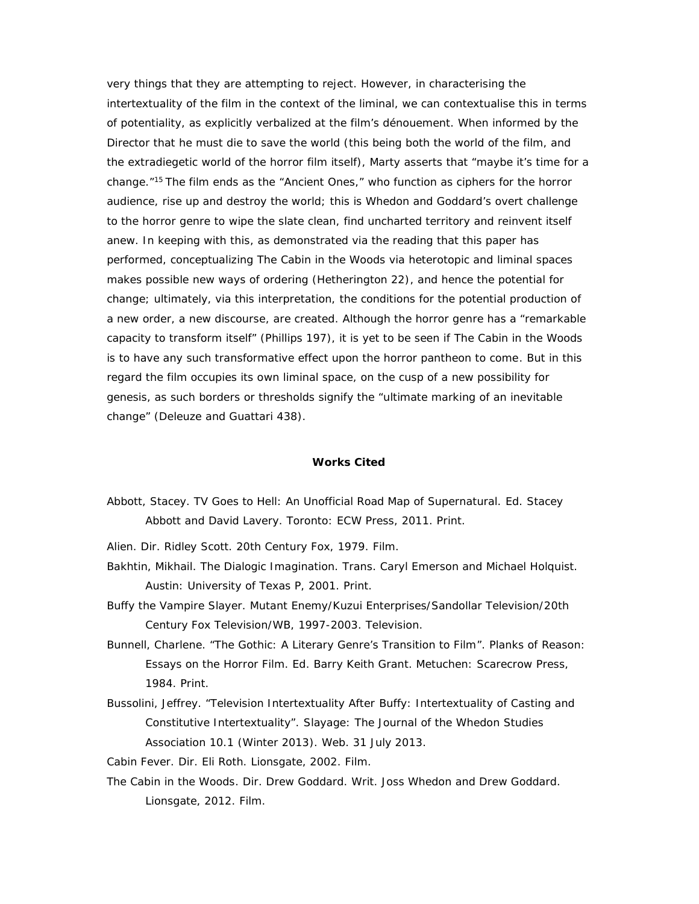very things that they are attempting to reject. However, in characterising the intertextuality of the film in the context of the liminal, we can contextualise this in terms of potentiality, as explicitly verbalized at the film's dénouement. When informed by the Director that he must die to save the world (this being both the world of the film, and the extradiegetic world of the horror film itself), Marty asserts that "maybe it's time for a change."[15] The film ends as the "Ancient Ones," who function as ciphers for the horror audience, rise up and destroy the world; this is Whedon and Goddard's overt challenge to the horror genre to wipe the slate clean, find uncharted territory and reinvent itself anew. In keeping with this, as demonstrated via the reading that this paper has performed, conceptualizing The Cabin in the Woods via heterotopic and liminal spaces makes possible new ways of ordering (Hetherington 22), and hence the potential for change; ultimately, via this interpretation, the conditions for the potential production of a new order, a new discourse, are created. Although the horror genre has a "remarkable capacity to transform itself" (Phillips 197), it is yet to be seen if The Cabin in the Woods is to have any such transformative effect upon the horror pantheon to come. But in this regard the film occupies its own liminal space, on the cusp of a new possibility for genesis, as such borders or thresholds signify the "ultimate marking of an inevitable change" (Deleuze and Guattari 438).

**Works Cited**

Abbott, Stacey. TV Goes to Hell: An Unofficial Road Map of Supernatural. Ed. Stacey Abbott and David Lavery. Toronto: ECW Press, 2011. Print.

Alien. Dir. Ridley Scott. 20th Century Fox, 1979. Film.

Bakhtin, Mikhail. The Dialogic Imagination. Trans. Caryl Emerson and Michael Holquist. Austin: University of Texas P, 2001. Print.

Buffy the Vampire Slayer. Mutant Enemy/Kuzui Enterprises/Sandollar Television/20th Century Fox Television/WB, 1997-2003. Television.

Bunnell, Charlene. "The Gothic: A Literary Genre's Transition to Film". Planks of Reason: Essays on the Horror Film. Ed. Barry Keith Grant. Metuchen: Scarecrow Press, 1984. Print.

Bussolini, Jeffrey. "Television Intertextuality After Buffy: Intertextuality of Casting and Constitutive Intertextuality". Slayage: The Journal of the Whedon Studies Association 10.1 (Winter 2013). Web. 31 July 2013.

Cabin Fever. Dir. Eli Roth. Lionsgate, 2002. Film.

The Cabin in the Woods. Dir. Drew Goddard. Writ. Joss Whedon and Drew Goddard. Lionsgate, 2012. Film.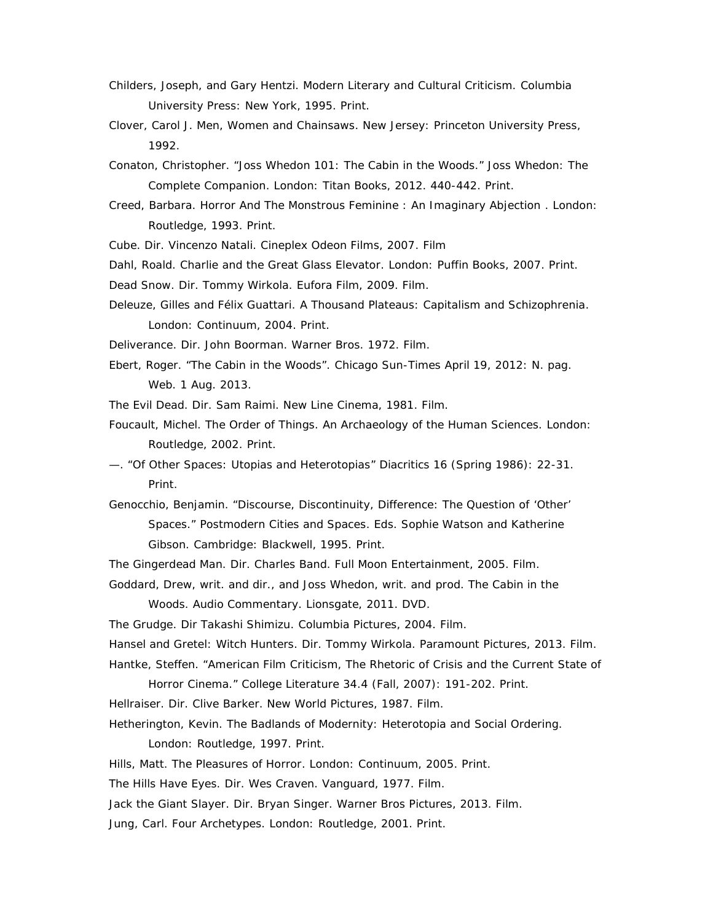Childers, Joseph, and Gary Hentzi. Modern Literary and Cultural Criticism. Columbia University Press: New York, 1995. Print.

Clover, Carol J. Men, Women and Chainsaws. New Jersey: Princeton University Press, 1992.

Conaton, Christopher. "Joss Whedon 101: The Cabin in the Woods." Joss Whedon: The Complete Companion. London: Titan Books, 2012. 440-442. Print.

Creed, Barbara. Horror And The Monstrous Feminine : An Imaginary Abjection . London: Routledge, 1993. Print.

Cube. Dir. Vincenzo Natali. Cineplex Odeon Films, 2007. Film

Dahl, Roald. Charlie and the Great Glass Elevator. London: Puffin Books, 2007. Print.

Dead Snow. Dir. Tommy Wirkola. Eufora Film, 2009. Film.

Deleuze, Gilles and Félix Guattari. A Thousand Plateaus: Capitalism and Schizophrenia. London: Continuum, 2004. Print.

Deliverance. Dir. John Boorman. Warner Bros. 1972. Film.

Ebert, Roger. "The Cabin in the Woods". Chicago Sun-Times April 19, 2012: N. pag. Web. 1 Aug. 2013.

The Evil Dead. Dir. Sam Raimi. New Line Cinema, 1981. Film.

Foucault, Michel. The Order of Things. An Archaeology of the Human Sciences. London: Routledge, 2002. Print.

—. "Of Other Spaces: Utopias and Heterotopias" Diacritics 16 (Spring 1986): 22-31. Print.

Genocchio, Benjamin. "Discourse, Discontinuity, Difference: The Question of 'Other' Spaces." Postmodern Cities and Spaces. Eds. Sophie Watson and Katherine Gibson. Cambridge: Blackwell, 1995. Print.

The Gingerdead Man. Dir. Charles Band. Full Moon Entertainment, 2005. Film.

Goddard, Drew, writ. and dir., and Joss Whedon, writ. and prod. The Cabin in the Woods. Audio Commentary. Lionsgate, 2011. DVD.

The Grudge. Dir Takashi Shimizu. Columbia Pictures, 2004. Film.

Hansel and Gretel: Witch Hunters. Dir. Tommy Wirkola. Paramount Pictures, 2013. Film.

Hantke, Steffen. "American Film Criticism, The Rhetoric of Crisis and the Current State of Horror Cinema." College Literature 34.4 (Fall, 2007): 191-202. Print.

Hellraiser. Dir. Clive Barker. New World Pictures, 1987. Film.

Hetherington, Kevin. The Badlands of Modernity: Heterotopia and Social Ordering. London: Routledge, 1997. Print.

Hills, Matt. The Pleasures of Horror. London: Continuum, 2005. Print.

The Hills Have Eyes. Dir. Wes Craven. Vanguard, 1977. Film.

Jack the Giant Slayer. Dir. Bryan Singer. Warner Bros Pictures, 2013. Film.

Jung, Carl. Four Archetypes. London: Routledge, 2001. Print.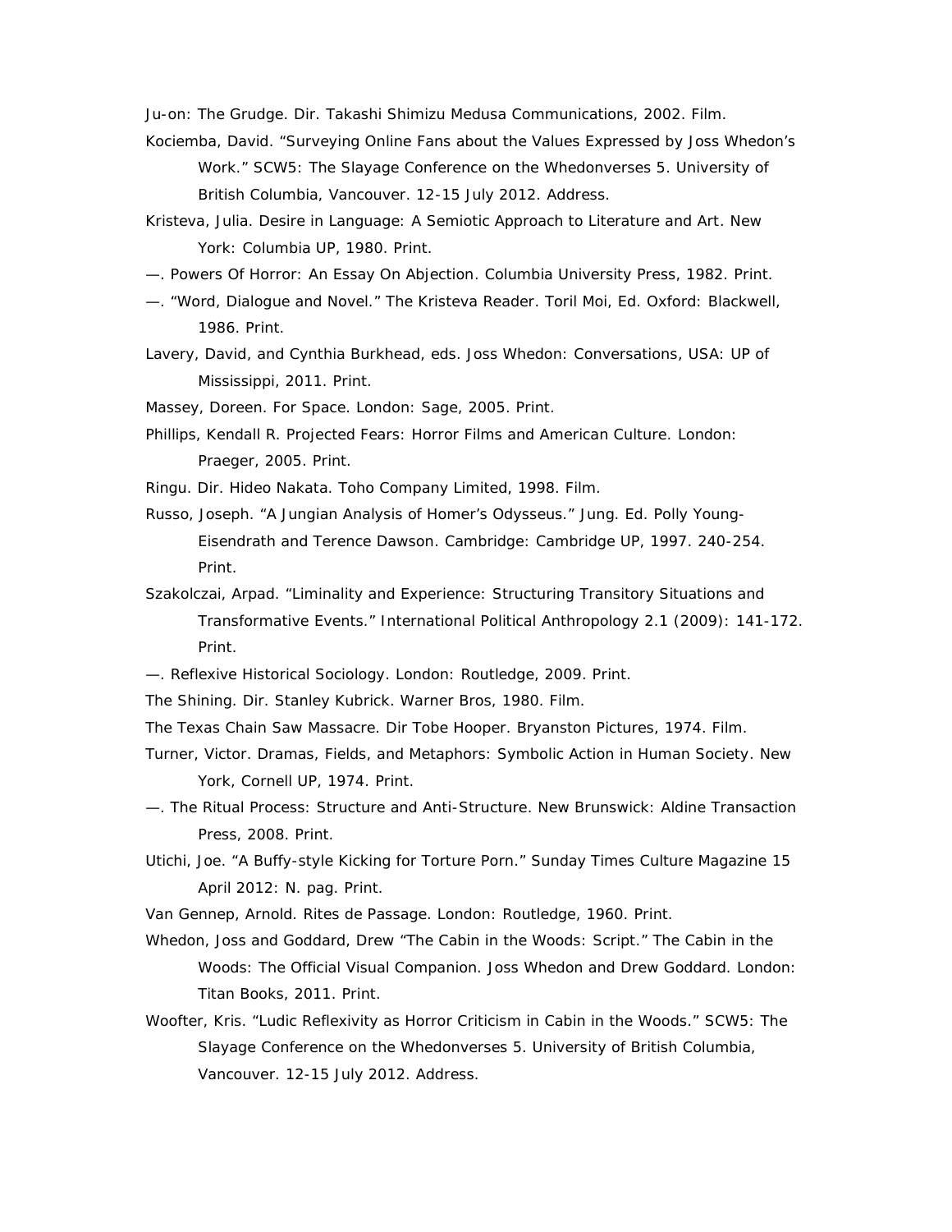Ju-on: The Grudge. Dir. Takashi Shimizu Medusa Communications, 2002. Film.

Kociemba, David. “Surveying Online Fans about the Values Expressed by Joss Whedon’s Work.” SCW5: The Slayage Conference on the Whedonverses 5. University of British Columbia, Vancouver. 12-15 July 2012. Address.

Kristeva, Julia. Desire in Language: A Semiotic Approach to Literature and Art. New York: Columbia UP, 1980. Print.

—. Powers Of Horror: An Essay On Abjection. Columbia University Press, 1982. Print.

—. “Word, Dialogue and Novel.” The Kristeva Reader. Toril Moi, Ed. Oxford: Blackwell, 1986. Print.

Lavery, David, and Cynthia Burkhead, eds. Joss Whedon: Conversations, USA: UP of Mississippi, 2011. Print.

Massey, Doreen. For Space. London: Sage, 2005. Print.

Phillips, Kendall R. Projected Fears: Horror Films and American Culture. London: Praeger, 2005. Print.

Ringu. Dir. Hideo Nakata. Toho Company Limited, 1998. Film.

Russo, Joseph. “A Jungian Analysis of Homer’s Odysseus.” Jung. Ed. Polly Young-Eisendrath and Terence Dawson. Cambridge: Cambridge UP, 1997. 240-254. Print.

Szakolczai, Arpad. “Liminality and Experience: Structuring Transitory Situations and Transformative Events.” International Political Anthropology 2.1 (2009): 141-172. Print.

—. Reflexive Historical Sociology. London: Routledge, 2009. Print.

The Shining. Dir. Stanley Kubrick. Warner Bros, 1980. Film.

The Texas Chain Saw Massacre. Dir Tobe Hooper. Bryanston Pictures, 1974. Film.

Turner, Victor. Dramas, Fields, and Metaphors: Symbolic Action in Human Society. New York, Cornell UP, 1974. Print.

—. The Ritual Process: Structure and Anti-Structure. New Brunswick: Aldine Transaction Press, 2008. Print.

Utichi, Joe. “A Buffy-style Kicking for Torture Porn.” Sunday Times Culture Magazine 15 April 2012: N. pag. Print.

Van Gennep, Arnold. Rites de Passage. London: Routledge, 1960. Print.

Whedon, Joss and Goddard, Drew “The Cabin in the Woods: Script.” The Cabin in the Woods: The Official Visual Companion. Joss Whedon and Drew Goddard. London: Titan Books, 2011. Print.

Woofter, Kris. “Ludic Reflexivity as Horror Criticism in Cabin in the Woods.” SCW5: The Slayage Conference on the Whedonverses 5. University of British Columbia, Vancouver. 12-15 July 2012. Address.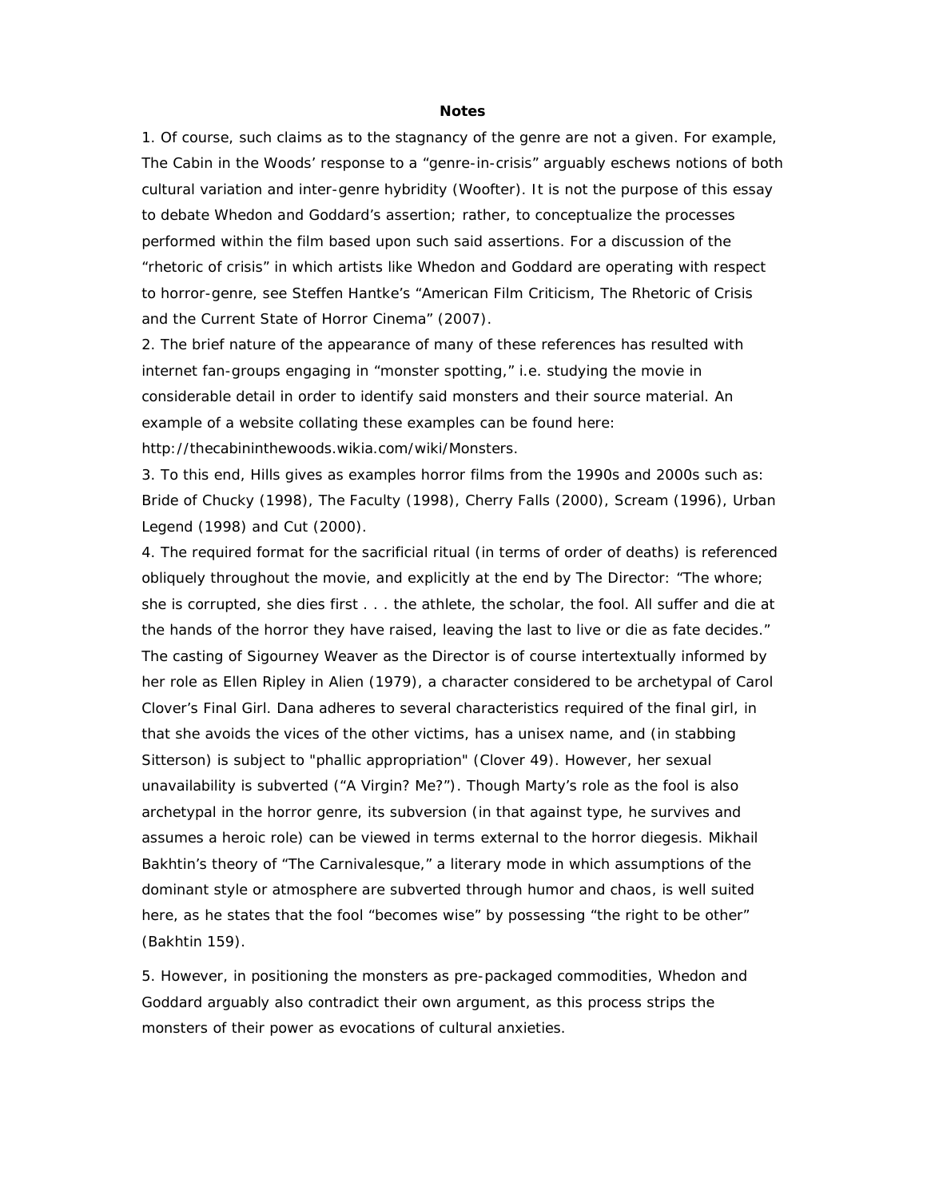**Notes**

1. Of course, such claims as to the stagnancy of the genre are not a given. For example, The Cabin in the Woods' response to a "genre-in-crisis" arguably eschews notions of both cultural variation and inter-genre hybridity (Woofter). It is not the purpose of this essay to debate Whedon and Goddard's assertion; rather, to conceptualize the processes performed within the film based upon such said assertions. For a discussion of the "rhetoric of crisis" in which artists like Whedon and Goddard are operating with respect to horror-genre, see Steffen Hantke's "American Film Criticism, The Rhetoric of Crisis and the Current State of Horror Cinema" (2007).

2. The brief nature of the appearance of many of these references has resulted with internet fan-groups engaging in "monster spotting," i.e. studying the movie in considerable detail in order to identify said monsters and their source material. An example of a website collating these examples can be found here: http://thecabininthewoods.wikia.com/wiki/Monsters.

3. To this end, Hills gives as examples horror films from the 1990s and 2000s such as: Bride of Chucky (1998), The Faculty (1998), Cherry Falls (2000), Scream (1996), Urban Legend (1998) and Cut (2000).

4. The required format for the sacrificial ritual (in terms of order of deaths) is referenced obliquely throughout the movie, and explicitly at the end by The Director: "The whore; she is corrupted, she dies first . . . the athlete, the scholar, the fool. All suffer and die at the hands of the horror they have raised, leaving the last to live or die as fate decides." The casting of Sigourney Weaver as the Director is of course intertextually informed by her role as Ellen Ripley in Alien (1979), a character considered to be archetypal of Carol Clover's Final Girl. Dana adheres to several characteristics required of the final girl, in that she avoids the vices of the other victims, has a unisex name, and (in stabbing Sitterson) is subject to "phallic appropriation" (Clover 49). However, her sexual unavailability is subverted ("A Virgin? Me?"). Though Marty's role as the fool is also archetypal in the horror genre, its subversion (in that against type, he survives and assumes a heroic role) can be viewed in terms external to the horror diegesis. Mikhail Bakhtin's theory of "The Carnivalesque," a literary mode in which assumptions of the dominant style or atmosphere are subverted through humor and chaos, is well suited here, as he states that the fool "becomes wise" by possessing "the right to be other" (Bakhtin 159).

5. However, in positioning the monsters as pre-packaged commodities, Whedon and Goddard arguably also contradict their own argument, as this process strips the monsters of their power as evocations of cultural anxieties.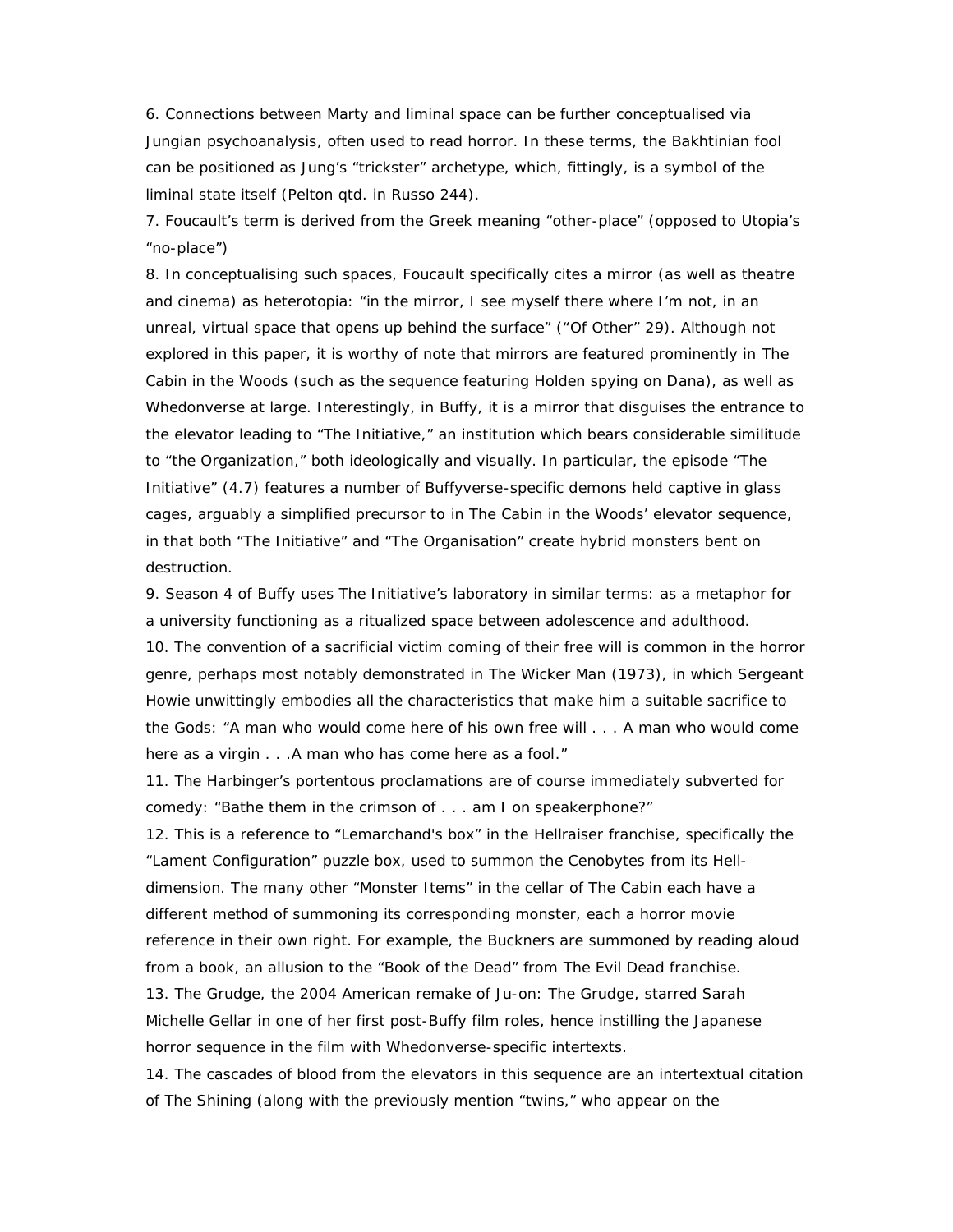6. Connections between Marty and liminal space can be further conceptualised via Jungian psychoanalysis, often used to read horror. In these terms, the Bakhtinian fool can be positioned as Jung's "trickster" archetype, which, fittingly, is a symbol of the liminal state itself (Pelton qtd. in Russo 244).

7. Foucault's term is derived from the Greek meaning "other-place" (opposed to Utopia's "no-place")

8. In conceptualising such spaces, Foucault specifically cites a mirror (as well as theatre and cinema) as heterotopia: "in the mirror, I see myself there where I'm not, in an unreal, virtual space that opens up behind the surface" ("Of Other" 29). Although not explored in this paper, it is worthy of note that mirrors are featured prominently in The Cabin in the Woods (such as the sequence featuring Holden spying on Dana), as well as Whedonverse at large. Interestingly, in Buffy, it is a mirror that disguises the entrance to the elevator leading to "The Initiative," an institution which bears considerable similitude to "the Organization," both ideologically and visually. In particular, the episode "The Initiative" (4.7) features a number of Buffyverse-specific demons held captive in glass cages, arguably a simplified precursor to in The Cabin in the Woods' elevator sequence, in that both "The Initiative" and "The Organisation" create hybrid monsters bent on destruction.

9. Season 4 of Buffy uses The Initiative's laboratory in similar terms: as a metaphor for a university functioning as a ritualized space between adolescence and adulthood.

10. The convention of a sacrificial victim coming of their free will is common in the horror genre, perhaps most notably demonstrated in The Wicker Man (1973), in which Sergeant Howie unwittingly embodies all the characteristics that make him a suitable sacrifice to the Gods: "A man who would come here of his own free will . . . A man who would come here as a virgin . . .A man who has come here as a fool."

11. The Harbinger's portentous proclamations are of course immediately subverted for comedy: "Bathe them in the crimson of . . . am I on speakerphone?"

12. This is a reference to "Lemarchand's box" in the Hellraiser franchise, specifically the "Lament Configuration" puzzle box, used to summon the Cenobytes from its Hell-dimension. The many other "Monster Items" in the cellar of The Cabin each have a different method of summoning its corresponding monster, each a horror movie reference in their own right. For example, the Buckners are summoned by reading aloud from a book, an allusion to the "Book of the Dead" from The Evil Dead franchise.

13. The Grudge, the 2004 American remake of Ju-on: The Grudge, starred Sarah Michelle Gellar in one of her first post-Buffy film roles, hence instilling the Japanese horror sequence in the film with Whedonverse-specific intertexts.

14. The cascades of blood from the elevators in this sequence are an intertextual citation of The Shining (along with the previously mention "twins," who appear on the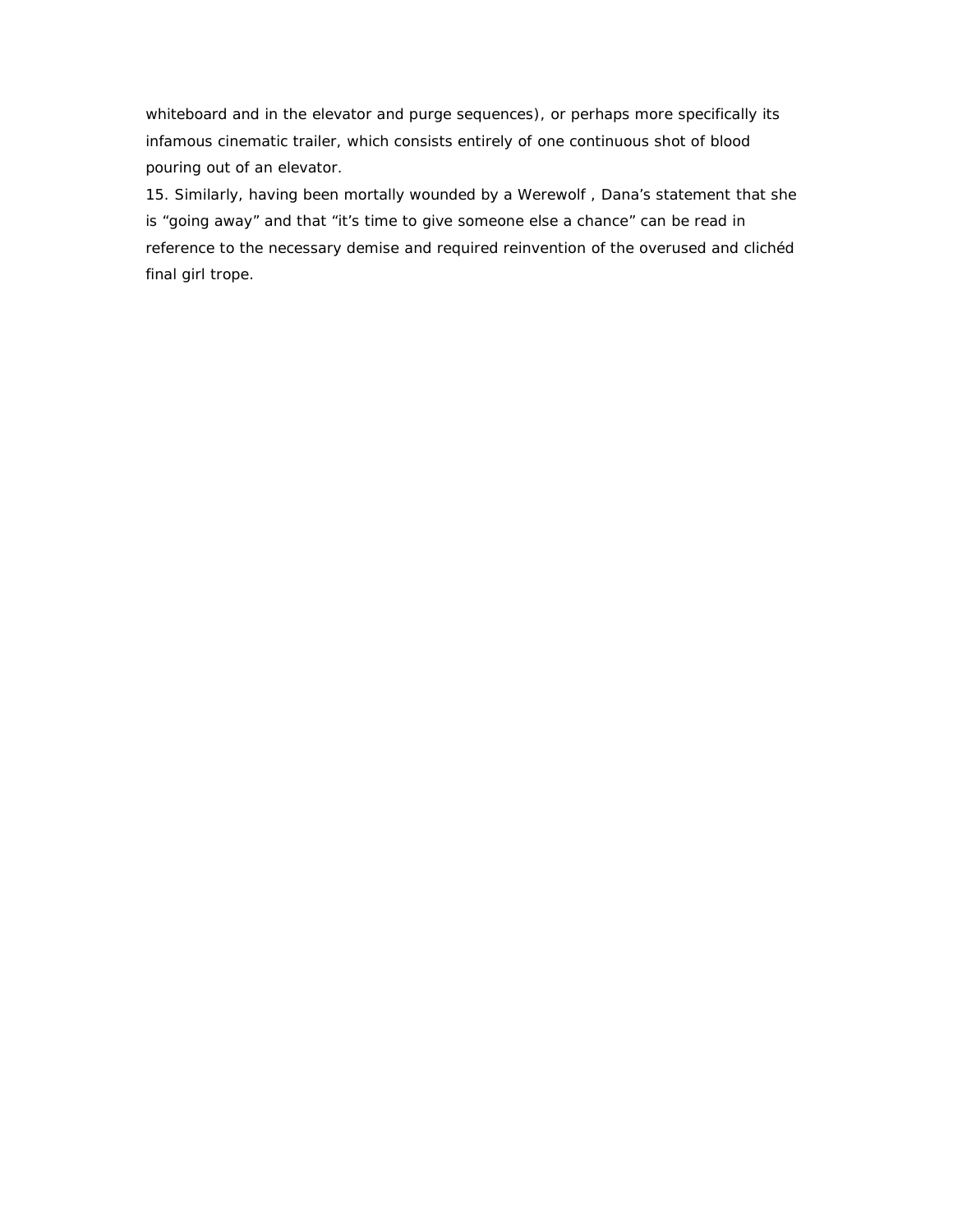whiteboard and in the elevator and purge sequences), or perhaps more specifically its infamous cinematic trailer, which consists entirely of one continuous shot of blood pouring out of an elevator.

15. Similarly, having been mortally wounded by a Werewolf , Dana's statement that she is "going away" and that "it's time to give someone else a chance" can be read in reference to the necessary demise and required reinvention of the overused and clichéd final girl trope.